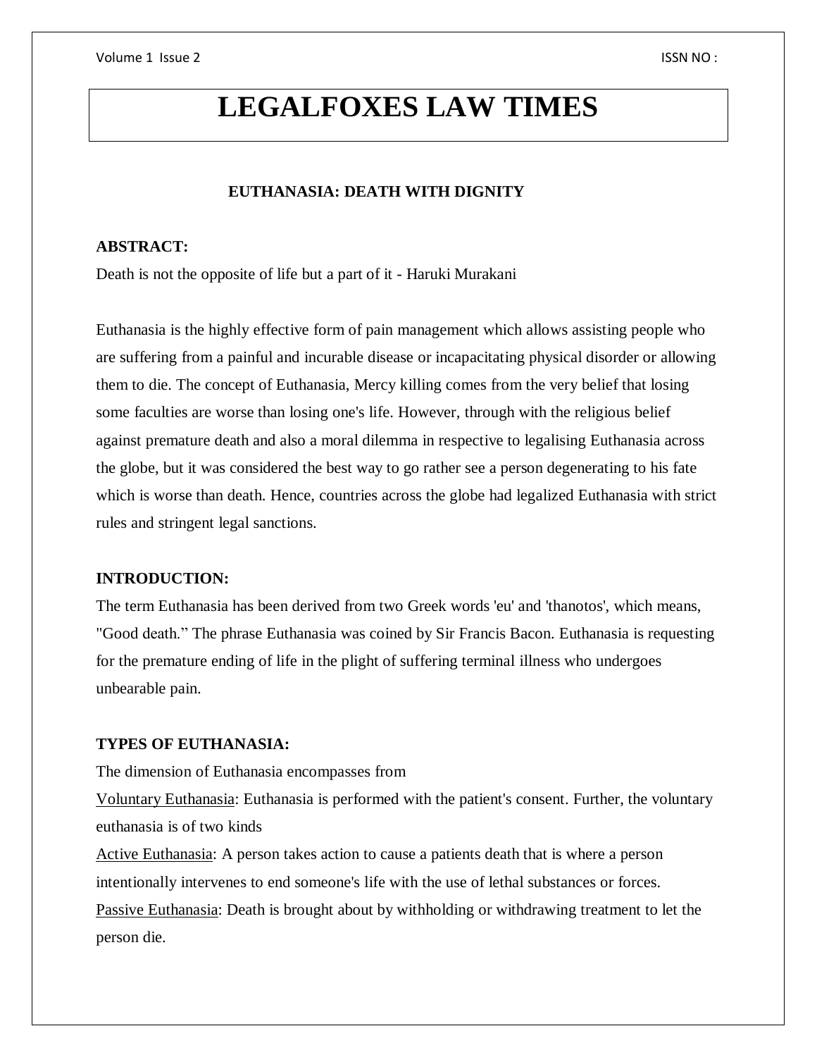# LEGALFOXES LAW TIMES

## EUTHANASIA: DEATH WITH DIGNITY

### ABSTRACT:

Death is not the opposite of life but a part of it - Haruki Murakani

Euthanasia is the highly effective form of pain management which allows assisting people who are suffering from a painful and incurable disease or incapacitating physical disorder or allowing them to die. The concept of Euthanasia, Mercy killing comes from the very belief that losing some faculties are worse than losing one's life. However, through with the religious belief against premature death and also a moral dilemma in respective to legalising Euthanasia across the globe, but it was considered the best way to go rather see a person degenerating to his fate which is worse than death. Hence, countries across the globe had legalized Euthanasia with strict rules and stringent legal sanctions.

### INTRODUCTION:

The term Euthanasia has been derived from two Greek words 'eu' and 'thanotos', which means, "Good death." The phrase Euthanasia was coined by Sir Francis Bacon. Euthanasia is requesting for the premature ending of life in the plight of suffering terminal illness who undergoes unbearable pain.

### TYPES OF EUTHANASIA:

The dimension of Euthanasia encompasses from

Voluntary Euthanasia: Euthanasia is performed with the patient's consent. Further, the voluntary euthanasia is of two kinds

Active Euthanasia: A person takes action to cause a patients death that is where a person intentionally intervenes to end someone's life with the use of lethal substances or forces.

Passive Euthanasia: Death is brought about by withholding or withdrawing treatment to let the person die.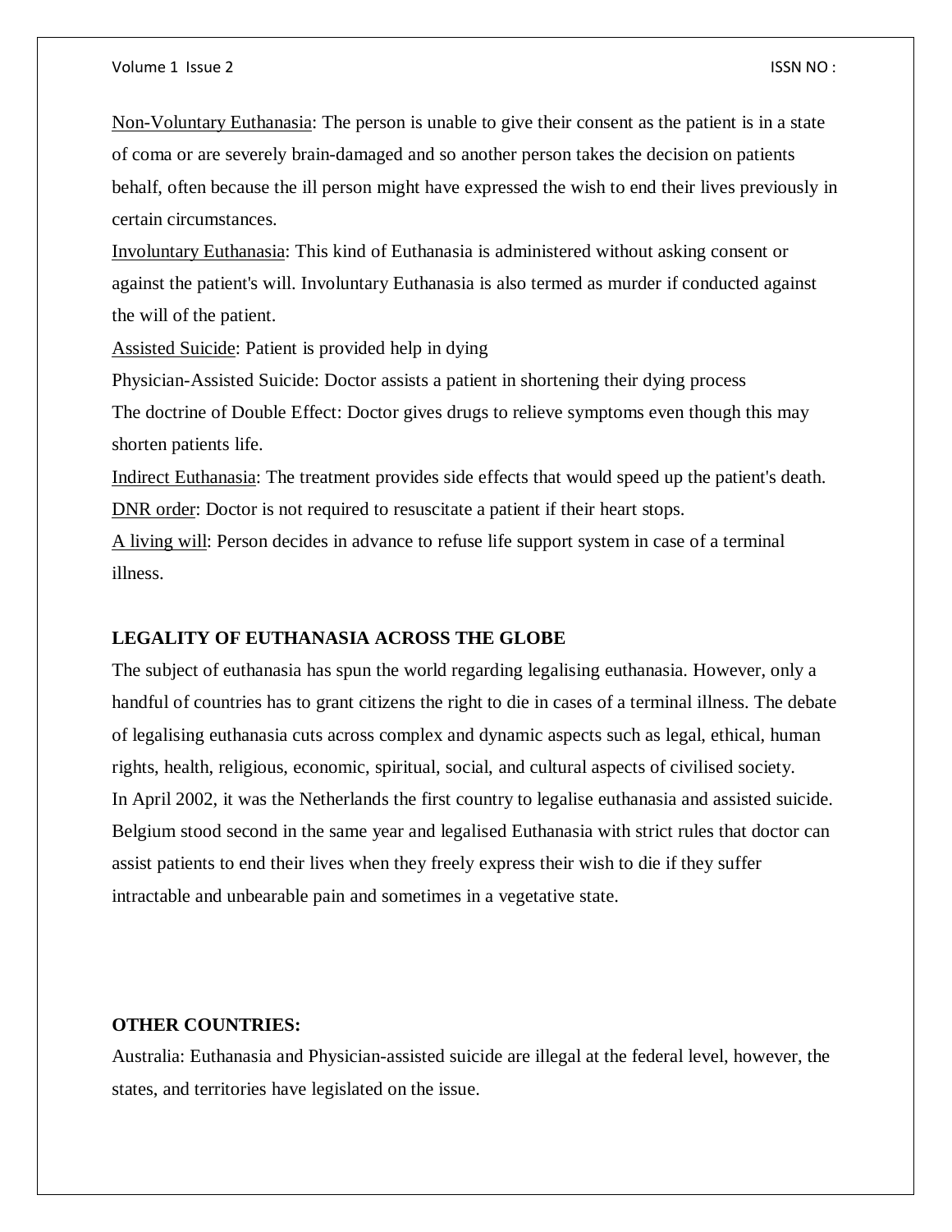<u>Non-Voluntary Euthanasia</u>: The person is unable to give their consent as the patient is in a state of coma or are severely brain-damaged and so another person takes the decision on patients behalf, often because the ill person might have expressed the wish to end their lives previously in certain circumstances.

<u>Involuntary Euthanasia</u>: This kind of Euthanasia is administered without asking consent or against the patient's will. Involuntary Euthanasia is also termed as murder if conducted against the will of the patient.

<u>Assisted Suicide</u>: Patient is provided help in dying

Physician-Assisted Suicide: Doctor assists a patient in shortening their dying process

The doctrine of Double Effect: Doctor gives drugs to relieve symptoms even though this may shorten patients life.

<u>Indirect Euthanasia</u>: The treatment provides side effects that would speed up the patient's death.

<u>DNR order</u>: Doctor is not required to resuscitate a patient if their heart stops.

<u>A living will</u>: Person decides in advance to refuse life support system in case of a terminal illness.

**LEGALITY OF EUTHANASIA ACROSS THE GLOBE**

The subject of euthanasia has spun the world regarding legalising euthanasia. However, only a handful of countries has to grant citizens the right to die in cases of a terminal illness. The debate of legalising euthanasia cuts across complex and dynamic aspects such as legal, ethical, human rights, health, religious, economic, spiritual, social, and cultural aspects of civilised society.

In April 2002, it was the Netherlands the first country to legalise euthanasia and assisted suicide. Belgium stood second in the same year and legalised Euthanasia with strict rules that doctor can assist patients to end their lives when they freely express their wish to die if they suffer intractable and unbearable pain and sometimes in a vegetative state.

**OTHER COUNTRIES:**

Australia: Euthanasia and Physician-assisted suicide are illegal at the federal level, however, the states, and territories have legislated on the issue.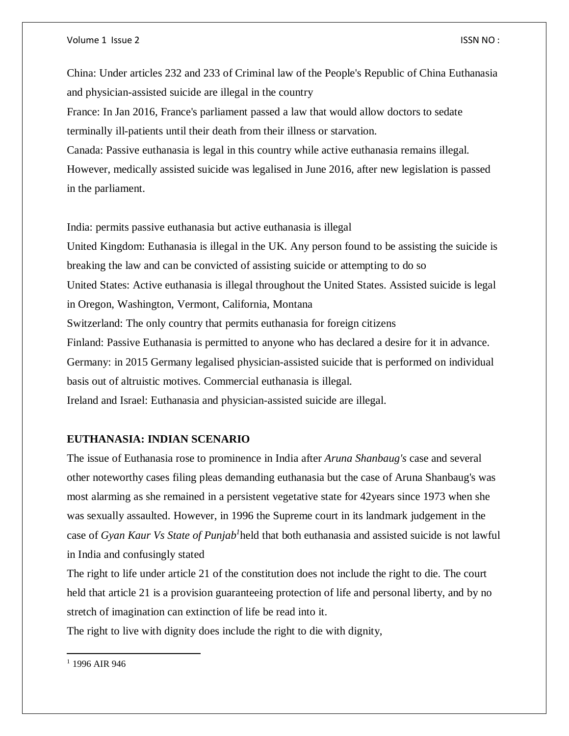China: Under articles 232 and 233 of Criminal law of the People's Republic of China Euthanasia and physician-assisted suicide are illegal in the country

France: In Jan 2016, France's parliament passed a law that would allow doctors to sedate terminally ill-patients until their death from their illness or starvation.

Canada: Passive euthanasia is legal in this country while active euthanasia remains illegal. However, medically assisted suicide was legalised in June 2016, after new legislation is passed in the parliament.

India: permits passive euthanasia but active euthanasia is illegal

United Kingdom: Euthanasia is illegal in the UK. Any person found to be assisting the suicide is breaking the law and can be convicted of assisting suicide or attempting to do so

United States: Active euthanasia is illegal throughout the United States. Assisted suicide is legal in Oregon, Washington, Vermont, California, Montana

Switzerland: The only country that permits euthanasia for foreign citizens

Finland: Passive Euthanasia is permitted to anyone who has declared a desire for it in advance.

Germany: in 2015 Germany legalised physician-assisted suicide that is performed on individual basis out of altruistic motives. Commercial euthanasia is illegal.

Ireland and Israel: Euthanasia and physician-assisted suicide are illegal.

## EUTHANASIA: INDIAN SCENARIO

The issue of Euthanasia rose to prominence in India after *Aruna Shanbaug's* case and several other noteworthy cases filing pleas demanding euthanasia but the case of Aruna Shanbaug's was most alarming as she remained in a persistent vegetative state for 42years since 1973 when she was sexually assaulted. However, in 1996 the Supreme court in its landmark judgement in the case of *Gyan Kaur Vs State of Punjab*[1]held that both euthanasia and assisted suicide is not lawful in India and confusingly stated

The right to life under article 21 of the constitution does not include the right to die. The court held that article 21 is a provision guaranteeing protection of life and personal liberty, and by no stretch of imagination can extinction of life be read into it.

The right to live with dignity does include the right to die with dignity,

[1] 1996 AIR 946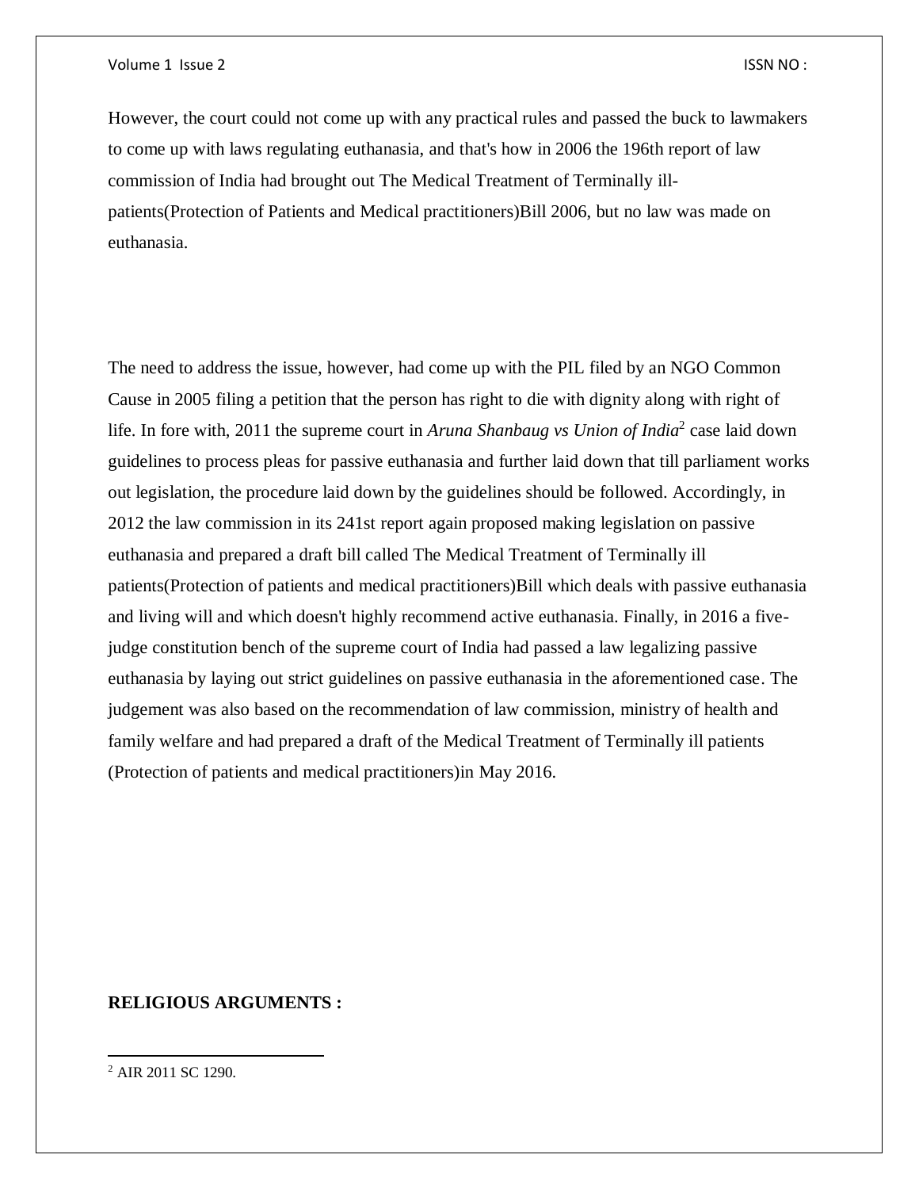However, the court could not come up with any practical rules and passed the buck to lawmakers to come up with laws regulating euthanasia, and that's how in 2006 the 196th report of law commission of India had brought out The Medical Treatment of Terminally ill-patients(Protection of Patients and Medical practitioners)Bill 2006, but no law was made on euthanasia.

The need to address the issue, however, had come up with the PIL filed by an NGO Common Cause in 2005 filing a petition that the person has right to die with dignity along with right of life. In fore with, 2011 the supreme court in *Aruna Shanbaug vs Union of India*[2] case laid down guidelines to process pleas for passive euthanasia and further laid down that till parliament works out legislation, the procedure laid down by the guidelines should be followed. Accordingly, in 2012 the law commission in its 241st report again proposed making legislation on passive euthanasia and prepared a draft bill called The Medical Treatment of Terminally ill patients(Protection of patients and medical practitioners)Bill which deals with passive euthanasia and living will and which doesn't highly recommend active euthanasia. Finally, in 2016 a five-judge constitution bench of the supreme court of India had passed a law legalizing passive euthanasia by laying out strict guidelines on passive euthanasia in the aforementioned case. The judgement was also based on the recommendation of law commission, ministry of health and family welfare and had prepared a draft of the Medical Treatment of Terminally ill patients (Protection of patients and medical practitioners)in May 2016.

**RELIGIOUS ARGUMENTS :**

[2] AIR 2011 SC 1290.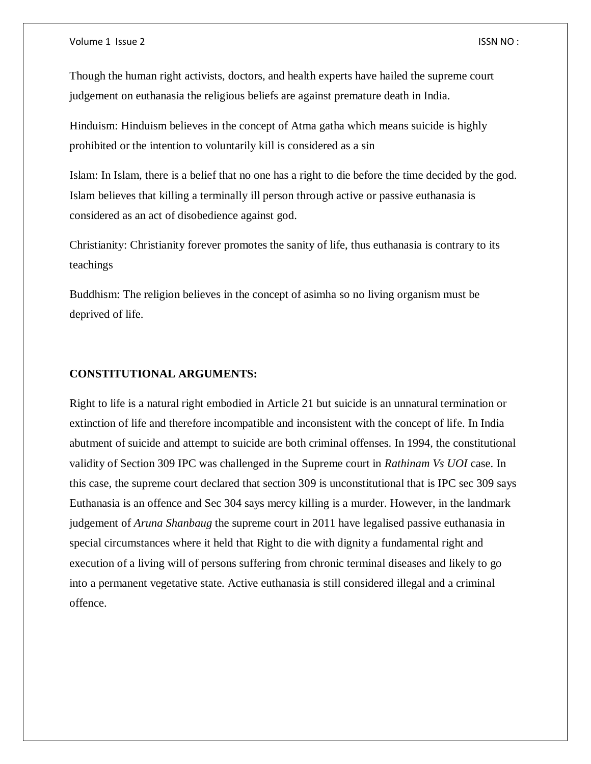Though the human right activists, doctors, and health experts have hailed the supreme court judgement on euthanasia the religious beliefs are against premature death in India.

Hinduism: Hinduism believes in the concept of Atma gatha which means suicide is highly prohibited or the intention to voluntarily kill is considered as a sin

Islam: In Islam, there is a belief that no one has a right to die before the time decided by the god. Islam believes that killing a terminally ill person through active or passive euthanasia is considered as an act of disobedience against god.

Christianity: Christianity forever promotes the sanity of life, thus euthanasia is contrary to its teachings

Buddhism: The religion believes in the concept of asimha so no living organism must be deprived of life.

**CONSTITUTIONAL ARGUMENTS:**

Right to life is a natural right embodied in Article 21 but suicide is an unnatural termination or extinction of life and therefore incompatible and inconsistent with the concept of life. In India abutment of suicide and attempt to suicide are both criminal offenses. In 1994, the constitutional validity of Section 309 IPC was challenged in the Supreme court in *Rathinam Vs UOI* case. In this case, the supreme court declared that section 309 is unconstitutional that is IPC sec 309 says Euthanasia is an offence and Sec 304 says mercy killing is a murder. However, in the landmark judgement of *Aruna Shanbaug* the supreme court in 2011 have legalised passive euthanasia in special circumstances where it held that Right to die with dignity a fundamental right and execution of a living will of persons suffering from chronic terminal diseases and likely to go into a permanent vegetative state. Active euthanasia is still considered illegal and a criminal offence.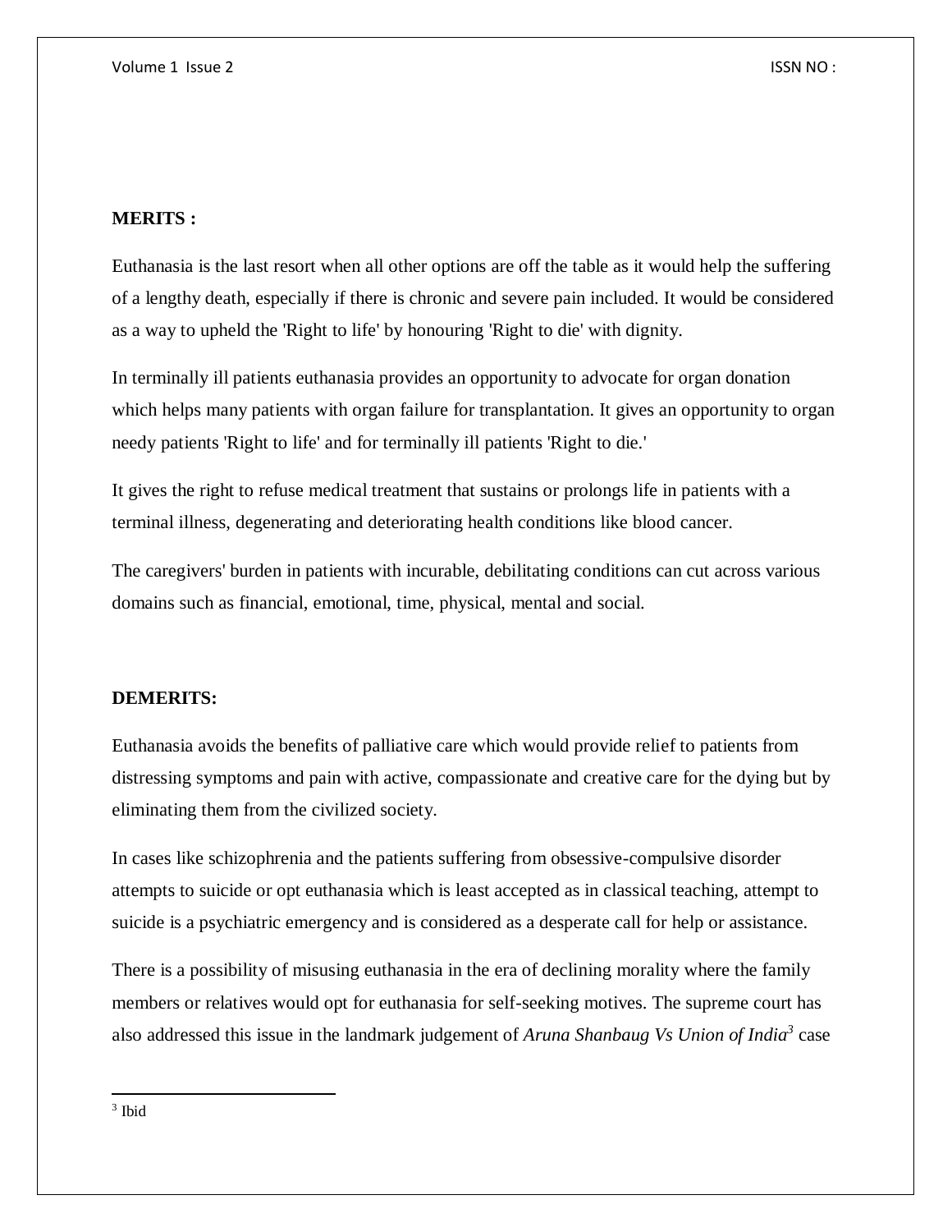**MERITS :**

Euthanasia is the last resort when all other options are off the table as it would help the suffering of a lengthy death, especially if there is chronic and severe pain included. It would be considered as a way to upheld the 'Right to life' by honouring 'Right to die' with dignity.

In terminally ill patients euthanasia provides an opportunity to advocate for organ donation which helps many patients with organ failure for transplantation. It gives an opportunity to organ needy patients 'Right to life' and for terminally ill patients 'Right to die.'

It gives the right to refuse medical treatment that sustains or prolongs life in patients with a terminal illness, degenerating and deteriorating health conditions like blood cancer.

The caregivers' burden in patients with incurable, debilitating conditions can cut across various domains such as financial, emotional, time, physical, mental and social.

**DEMERITS:**

Euthanasia avoids the benefits of palliative care which would provide relief to patients from distressing symptoms and pain with active, compassionate and creative care for the dying but by eliminating them from the civilized society.

In cases like schizophrenia and the patients suffering from obsessive-compulsive disorder attempts to suicide or opt euthanasia which is least accepted as in classical teaching, attempt to suicide is a psychiatric emergency and is considered as a desperate call for help or assistance.

There is a possibility of misusing euthanasia in the era of declining morality where the family members or relatives would opt for euthanasia for self-seeking motives. The supreme court has also addressed this issue in the landmark judgement of *Aruna Shanbaug Vs Union of India*[3] case

---

[3] Ibid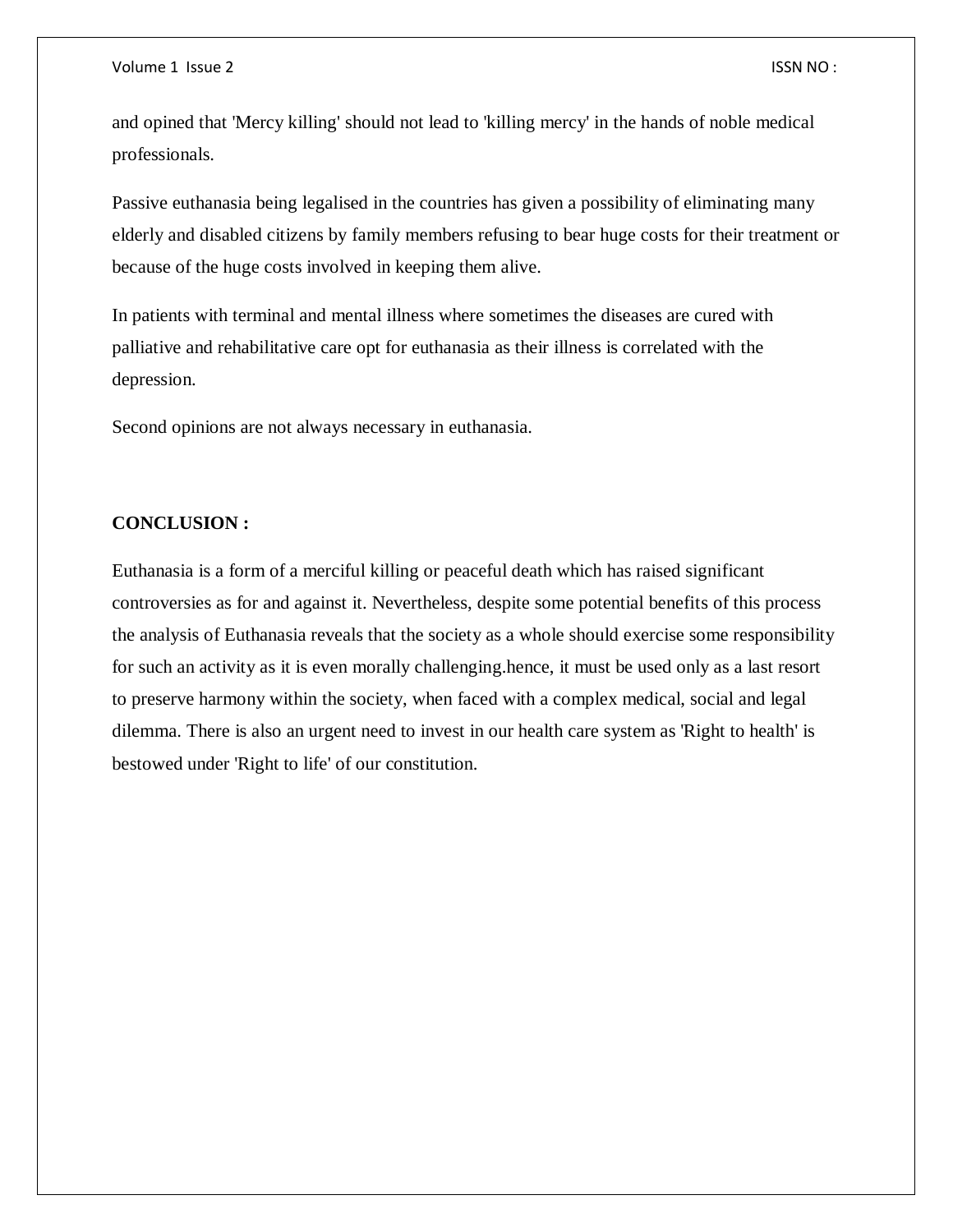and opined that 'Mercy killing' should not lead to 'killing mercy' in the hands of noble medical professionals.

Passive euthanasia being legalised in the countries has given a possibility of eliminating many elderly and disabled citizens by family members refusing to bear huge costs for their treatment or because of the huge costs involved in keeping them alive.

In patients with terminal and mental illness where sometimes the diseases are cured with palliative and rehabilitative care opt for euthanasia as their illness is correlated with the depression.

Second opinions are not always necessary in euthanasia.

**CONCLUSION :**

Euthanasia is a form of a merciful killing or peaceful death which has raised significant controversies as for and against it. Nevertheless, despite some potential benefits of this process the analysis of Euthanasia reveals that the society as a whole should exercise some responsibility for such an activity as it is even morally challenging.hence, it must be used only as a last resort to preserve harmony within the society, when faced with a complex medical, social and legal dilemma. There is also an urgent need to invest in our health care system as 'Right to health' is bestowed under 'Right to life' of our constitution.